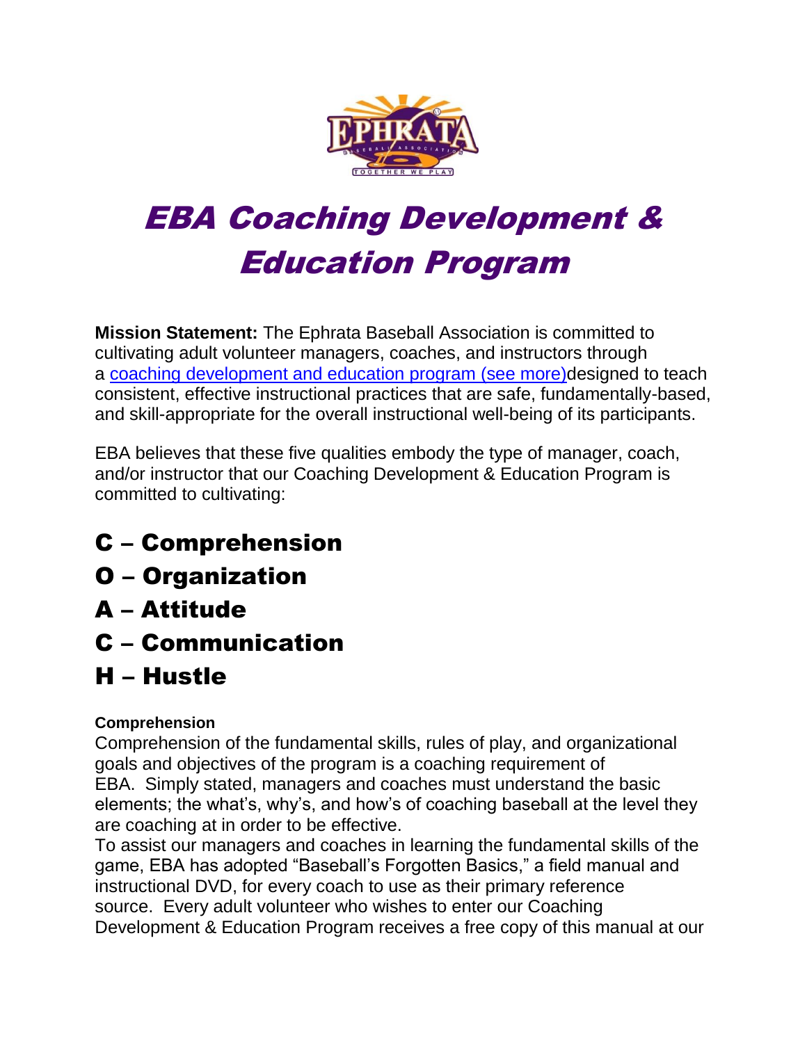# EBA Coaching Development & Education Program

**Mission Statement:** The Ephrata Baseball Association is committed to cultivating adult volunteer managers, coaches, and instructors through a coaching development and education program (see more)designed to teach consistent, effective instructional practices that are safe, fundamentally-based, and skill-appropriate for the overall instructional well-being of its participants.

EBA believes that these five qualities embody the type of manager, coach, and/or instructor that our Coaching Development & Education Program is committed to cultivating:

## C – Comprehension
## O – Organization
## A – Attitude
## C – Communication
## H – Hustle

**Comprehension**

Comprehension of the fundamental skills, rules of play, and organizational goals and objectives of the program is a coaching requirement of EBA. Simply stated, managers and coaches must understand the basic elements; the what's, why's, and how's of coaching baseball at the level they are coaching at in order to be effective.

To assist our managers and coaches in learning the fundamental skills of the game, EBA has adopted "Baseball's Forgotten Basics," a field manual and instructional DVD, for every coach to use as their primary reference source. Every adult volunteer who wishes to enter our Coaching Development & Education Program receives a free copy of this manual at our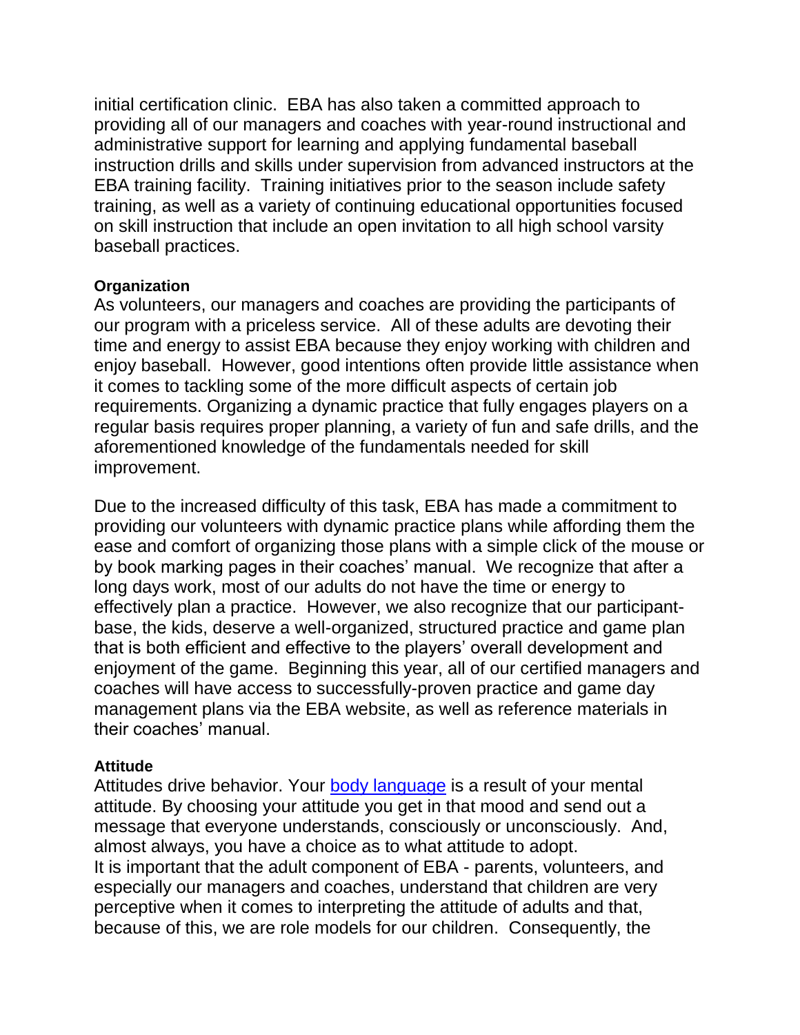initial certification clinic. EBA has also taken a committed approach to providing all of our managers and coaches with year-round instructional and administrative support for learning and applying fundamental baseball instruction drills and skills under supervision from advanced instructors at the EBA training facility. Training initiatives prior to the season include safety training, as well as a variety of continuing educational opportunities focused on skill instruction that include an open invitation to all high school varsity baseball practices.

**Organization**

As volunteers, our managers and coaches are providing the participants of our program with a priceless service. All of these adults are devoting their time and energy to assist EBA because they enjoy working with children and enjoy baseball. However, good intentions often provide little assistance when it comes to tackling some of the more difficult aspects of certain job requirements. Organizing a dynamic practice that fully engages players on a regular basis requires proper planning, a variety of fun and safe drills, and the aforementioned knowledge of the fundamentals needed for skill improvement.

Due to the increased difficulty of this task, EBA has made a commitment to providing our volunteers with dynamic practice plans while affording them the ease and comfort of organizing those plans with a simple click of the mouse or by book marking pages in their coaches' manual. We recognize that after a long days work, most of our adults do not have the time or energy to effectively plan a practice. However, we also recognize that our participant-base, the kids, deserve a well-organized, structured practice and game plan that is both efficient and effective to the players' overall development and enjoyment of the game. Beginning this year, all of our certified managers and coaches will have access to successfully-proven practice and game day management plans via the EBA website, as well as reference materials in their coaches' manual.

**Attitude**

Attitudes drive behavior. Your body language is a result of your mental attitude. By choosing your attitude you get in that mood and send out a message that everyone understands, consciously or unconsciously. And, almost always, you have a choice as to what attitude to adopt.
It is important that the adult component of EBA - parents, volunteers, and especially our managers and coaches, understand that children are very perceptive when it comes to interpreting the attitude of adults and that, because of this, we are role models for our children. Consequently, the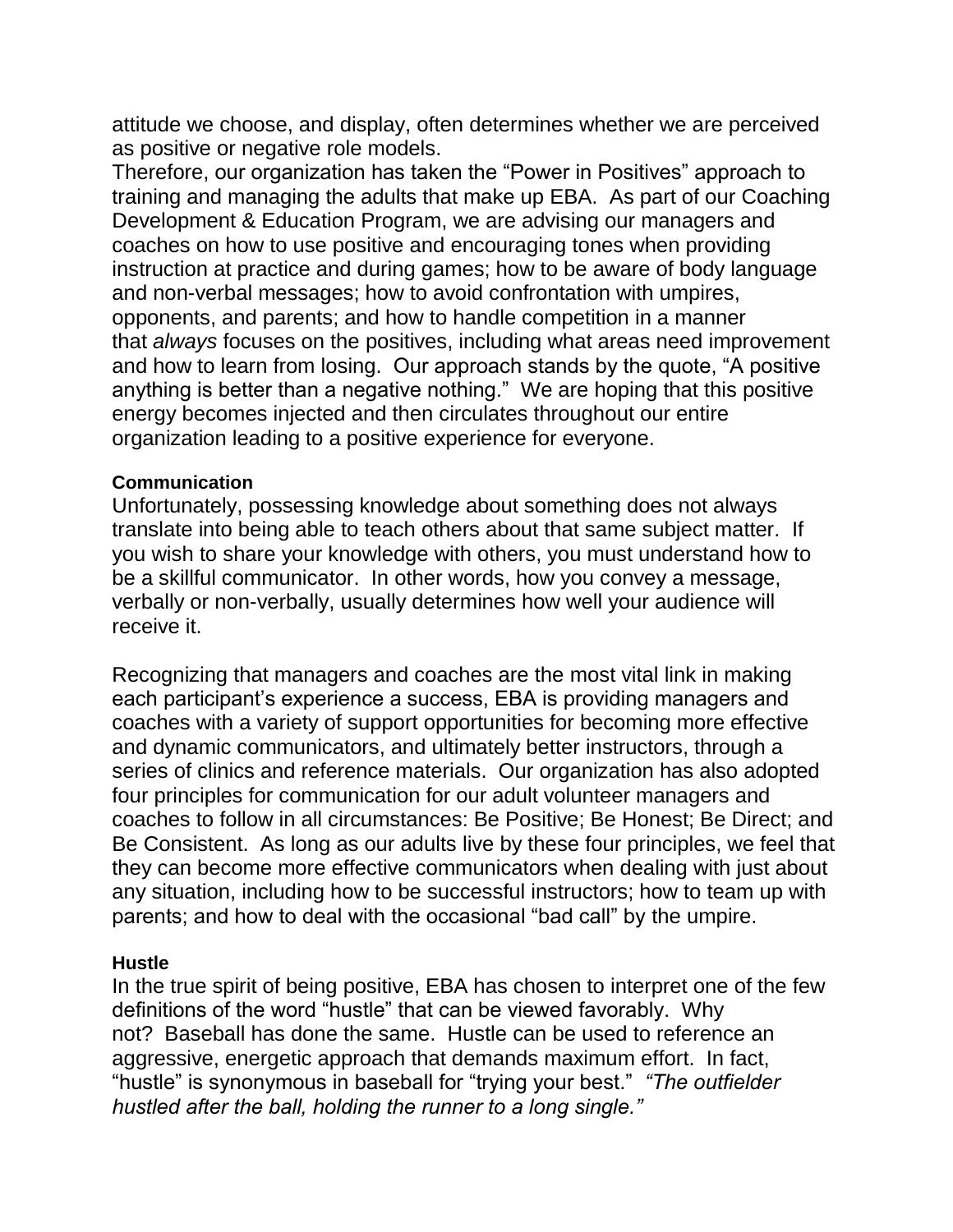attitude we choose, and display, often determines whether we are perceived as positive or negative role models.

Therefore, our organization has taken the "Power in Positives" approach to training and managing the adults that make up EBA. As part of our Coaching Development & Education Program, we are advising our managers and coaches on how to use positive and encouraging tones when providing instruction at practice and during games; how to be aware of body language and non-verbal messages; how to avoid confrontation with umpires, opponents, and parents; and how to handle competition in a manner that *always* focuses on the positives, including what areas need improvement and how to learn from losing. Our approach stands by the quote, "A positive anything is better than a negative nothing." We are hoping that this positive energy becomes injected and then circulates throughout our entire organization leading to a positive experience for everyone.

**Communication**

Unfortunately, possessing knowledge about something does not always translate into being able to teach others about that same subject matter. If you wish to share your knowledge with others, you must understand how to be a skillful communicator. In other words, how you convey a message, verbally or non-verbally, usually determines how well your audience will receive it.

Recognizing that managers and coaches are the most vital link in making each participant's experience a success, EBA is providing managers and coaches with a variety of support opportunities for becoming more effective and dynamic communicators, and ultimately better instructors, through a series of clinics and reference materials. Our organization has also adopted four principles for communication for our adult volunteer managers and coaches to follow in all circumstances: Be Positive; Be Honest; Be Direct; and Be Consistent. As long as our adults live by these four principles, we feel that they can become more effective communicators when dealing with just about any situation, including how to be successful instructors; how to team up with parents; and how to deal with the occasional "bad call" by the umpire.

**Hustle**

In the true spirit of being positive, EBA has chosen to interpret one of the few definitions of the word "hustle" that can be viewed favorably. Why not? Baseball has done the same. Hustle can be used to reference an aggressive, energetic approach that demands maximum effort. In fact, "hustle" is synonymous in baseball for "trying your best." *"The outfielder hustled after the ball, holding the runner to a long single."*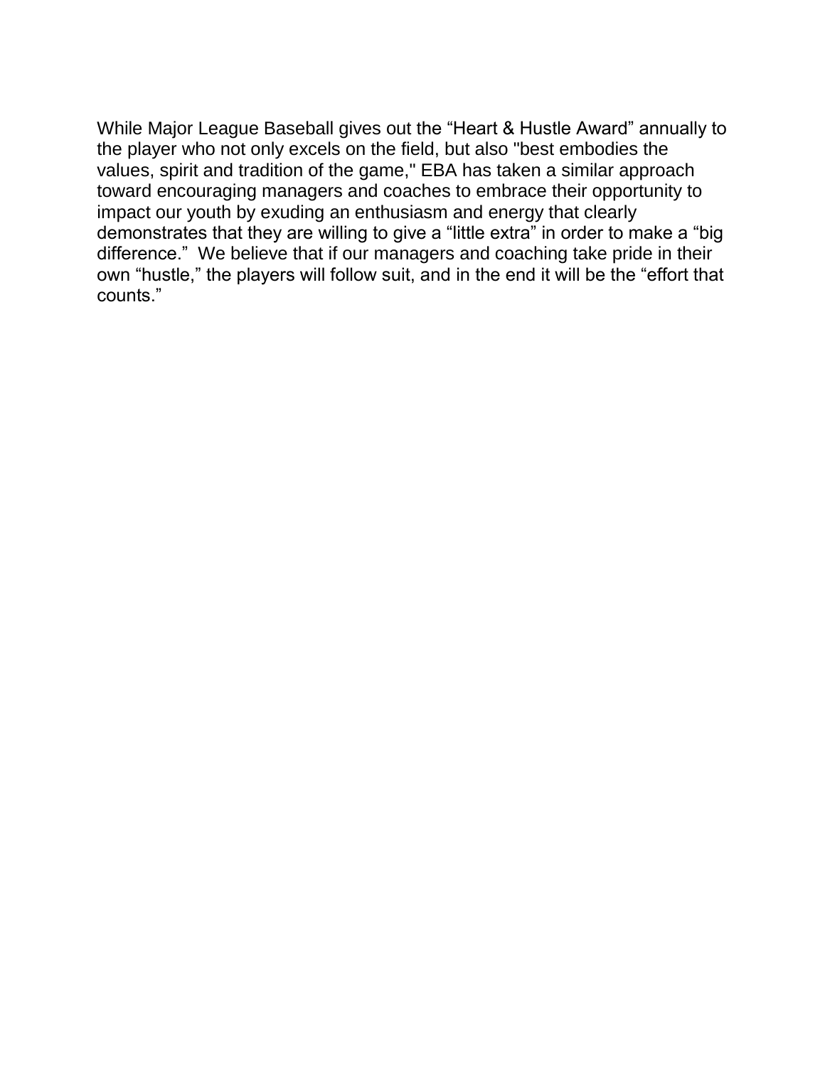While Major League Baseball gives out the “Heart & Hustle Award” annually to the player who not only excels on the field, but also "best embodies the values, spirit and tradition of the game," EBA has taken a similar approach toward encouraging managers and coaches to embrace their opportunity to impact our youth by exuding an enthusiasm and energy that clearly demonstrates that they are willing to give a “little extra” in order to make a “big difference.” We believe that if our managers and coaching take pride in their own “hustle,” the players will follow suit, and in the end it will be the “effort that counts.”